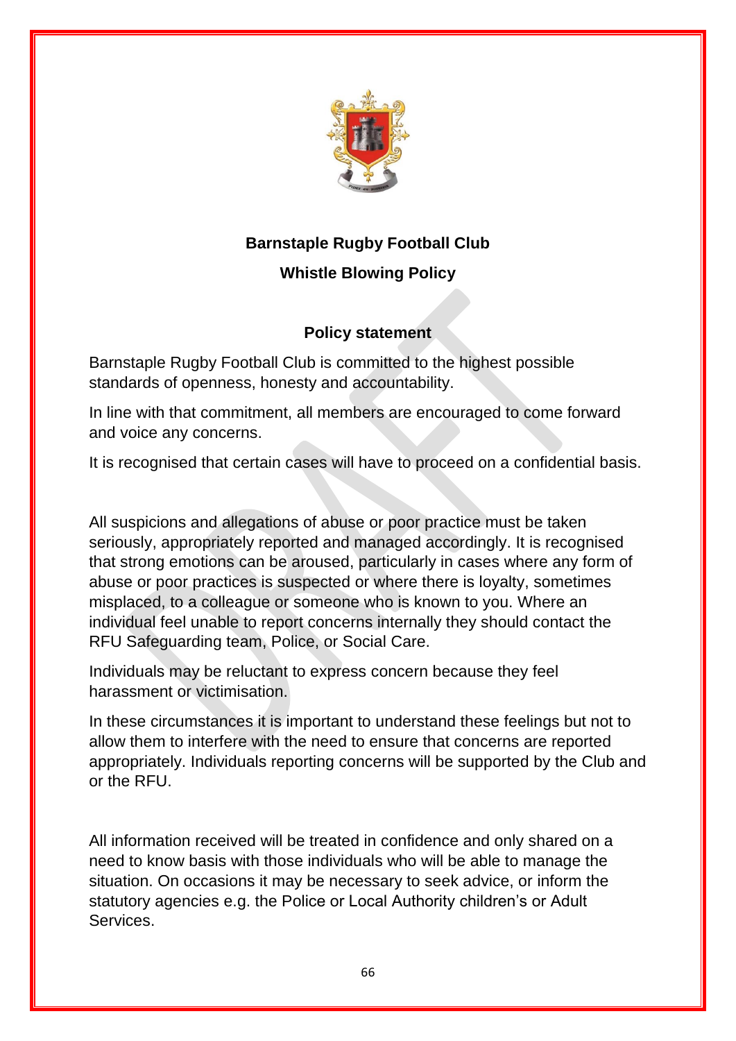# Barnstaple Rugby Football Club

## Whistle Blowing Policy

### Policy statement

Barnstaple Rugby Football Club is committed to the highest possible standards of openness, honesty and accountability.

In line with that commitment, all members are encouraged to come forward and voice any concerns.

It is recognised that certain cases will have to proceed on a confidential basis.

All suspicions and allegations of abuse or poor practice must be taken seriously, appropriately reported and managed accordingly. It is recognised that strong emotions can be aroused, particularly in cases where any form of abuse or poor practices is suspected or where there is loyalty, sometimes misplaced, to a colleague or someone who is known to you. Where an individual feel unable to report concerns internally they should contact the RFU Safeguarding team, Police, or Social Care.

Individuals may be reluctant to express concern because they feel harassment or victimisation.

In these circumstances it is important to understand these feelings but not to allow them to interfere with the need to ensure that concerns are reported appropriately. Individuals reporting concerns will be supported by the Club and or the RFU.

All information received will be treated in confidence and only shared on a need to know basis with those individuals who will be able to manage the situation. On occasions it may be necessary to seek advice, or inform the statutory agencies e.g. the Police or Local Authority children's or Adult Services.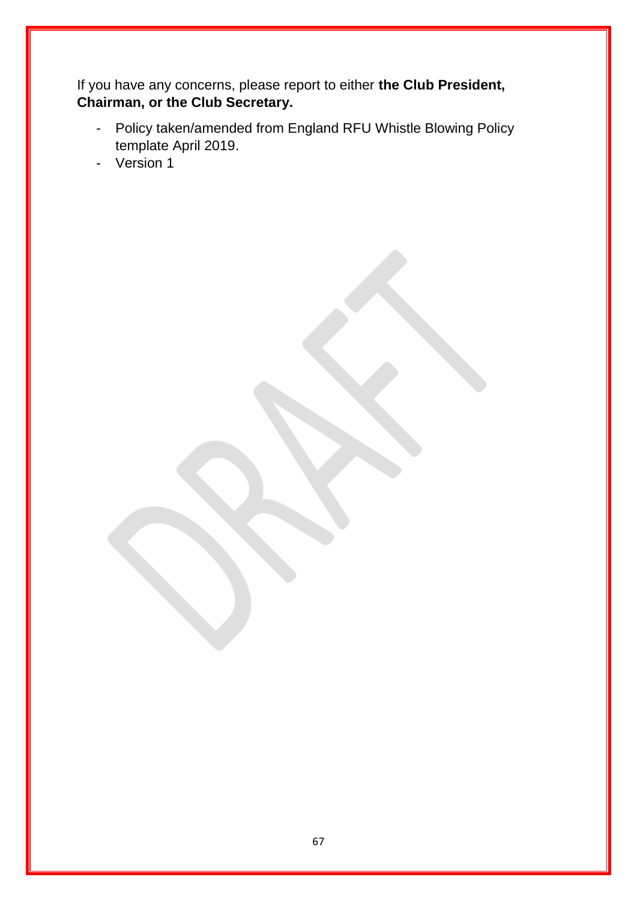If you have any concerns, please report to either **the Club President, Chairman, or the Club Secretary.**

- Policy taken/amended from England RFU Whistle Blowing Policy template April 2019.
- Version 1